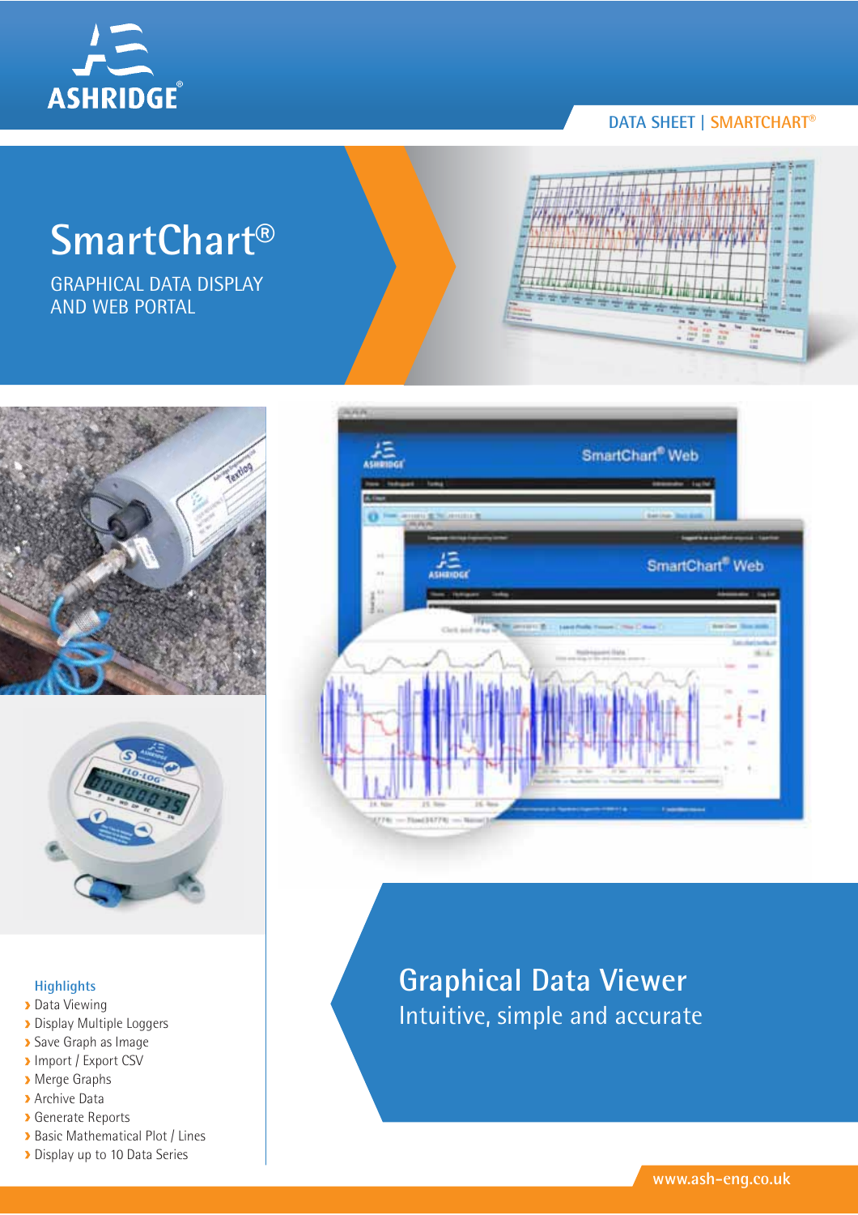ASHRIDGE®

DATA SHEET | SMARTCHART®

# SmartChart®

GRAPHICAL DATA DISPLAY AND WEB PORTAL

## Graphical Data Viewer

Intuitive, simple and accurate

### Highlights

- Data Viewing
- Display Multiple Loggers
- Save Graph as Image
- Import / Export CSV
- Merge Graphs
- Archive Data
- Generate Reports
- Basic Mathematical Plot / Lines
- Display up to 10 Data Series

www.ash-eng.co.uk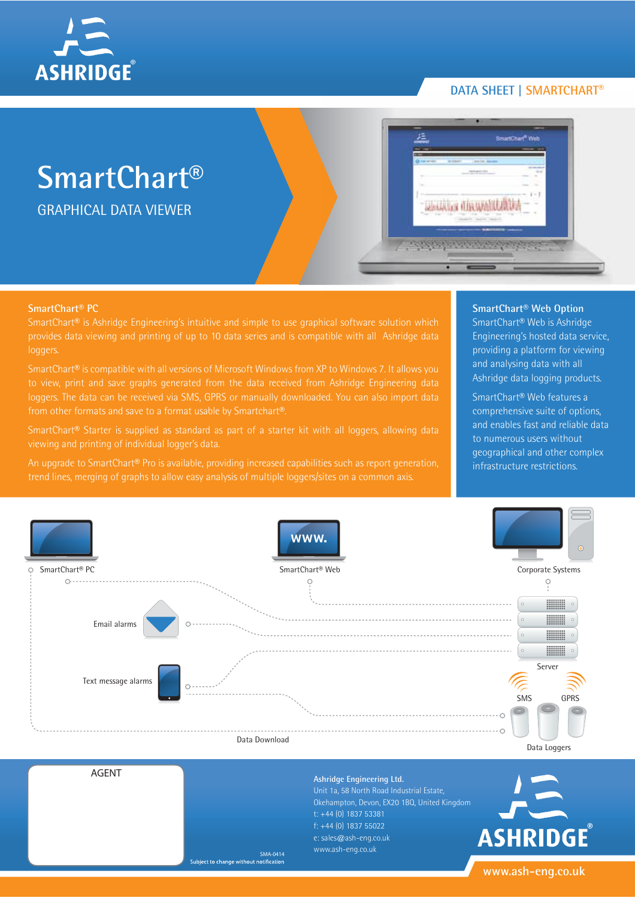ASHRIDGE®

DATA SHEET | SMARTCHART®

# SmartChart®

## GRAPHICAL DATA VIEWER

### SmartChart® PC

SmartChart® is Ashridge Engineering's intuitive and simple to use graphical software solution which provides data viewing and printing of up to 10 data series and is compatible with all Ashridge data loggers.

SmartChart® is compatible with all versions of Microsoft Windows from XP to Windows 7. It allows you to view, print and save graphs generated from the data received from Ashridge Engineering data loggers. The data can be received via SMS, GPRS or manually downloaded. You can also import data from other formats and save to a format usable by Smartchart®.

SmartChart® Starter is supplied as standard as part of a starter kit with all loggers, allowing data viewing and printing of individual logger's data.

An upgrade to SmartChart® Pro is available, providing increased capabilities such as report generation, trend lines, merging of graphs to allow easy analysis of multiple loggers/sites on a common axis.

### SmartChart® Web Option

SmartChart® Web is Ashridge Engineering's hosted data service, providing a platform for viewing and analysing data with all Ashridge data logging products.

SmartChart® Web features a comprehensive suite of options, and enables fast and reliable data to numerous users without geographical and other complex infrastructure restrictions.

SmartChart® PC

SmartChart® Web

Corporate Systems

Email alarms

Text message alarms

Server

SMS

GPRS

Data Download

Data Loggers

AGENT

SMA-0414
Subject to change without notification

**Ashridge Engineering Ltd.**
Unit 1a, 58 North Road Industrial Estate,
Okehampton, Devon, EX20 1BQ, United Kingdom
t: +44 (0) 1837 53381
f: +44 (0) 1837 55022
e: sales@ash-eng.co.uk
www.ash-eng.co.uk

ASHRIDGE®

www.ash-eng.co.uk